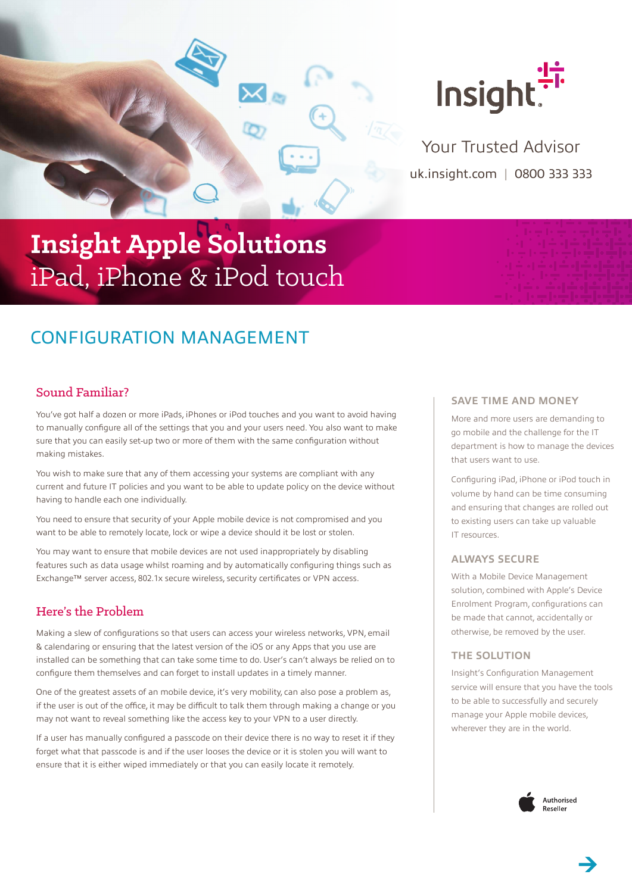Insight

Your Trusted Advisor

uk.insight.com | 0800 333 333

# Insight Apple Solutions
iPad, iPhone & iPod touch

## CONFIGURATION MANAGEMENT

### Sound Familiar?

You've got half a dozen or more iPads, iPhones or iPod touches and you want to avoid having to manually configure all of the settings that you and your users need. You also want to make sure that you can easily set-up two or more of them with the same configuration without making mistakes.

You wish to make sure that any of them accessing your systems are compliant with any current and future IT policies and you want to be able to update policy on the device without having to handle each one individually.

You need to ensure that security of your Apple mobile device is not compromised and you want to be able to remotely locate, lock or wipe a device should it be lost or stolen.

You may want to ensure that mobile devices are not used inappropriately by disabling features such as data usage whilst roaming and by automatically configuring things such as Exchange™ server access, 802.1x secure wireless, security certificates or VPN access.

### Here's the Problem

Making a slew of configurations so that users can access your wireless networks, VPN, email & calendaring or ensuring that the latest version of the iOS or any Apps that you use are installed can be something that can take some time to do. User's can't always be relied on to configure them themselves and can forget to install updates in a timely manner.

One of the greatest assets of an mobile device, it's very mobility, can also pose a problem as, if the user is out of the office, it may be difficult to talk them through making a change or you may not want to reveal something like the access key to your VPN to a user directly.

If a user has manually configured a passcode on their device there is no way to reset it if they forget what that passcode is and if the user looses the device or it is stolen you will want to ensure that it is either wiped immediately or that you can easily locate it remotely.

### SAVE TIME AND MONEY

More and more users are demanding to go mobile and the challenge for the IT department is how to manage the devices that users want to use.

Configuring iPad, iPhone or iPod touch in volume by hand can be time consuming and ensuring that changes are rolled out to existing users can take up valuable IT resources.

### ALWAYS SECURE

With a Mobile Device Management solution, combined with Apple's Device Enrolment Program, configurations can be made that cannot, accidentally or otherwise, be removed by the user.

### THE SOLUTION

Insight's Configuration Management service will ensure that you have the tools to be able to successfully and securely manage your Apple mobile devices, wherever they are in the world.

Authorised Reseller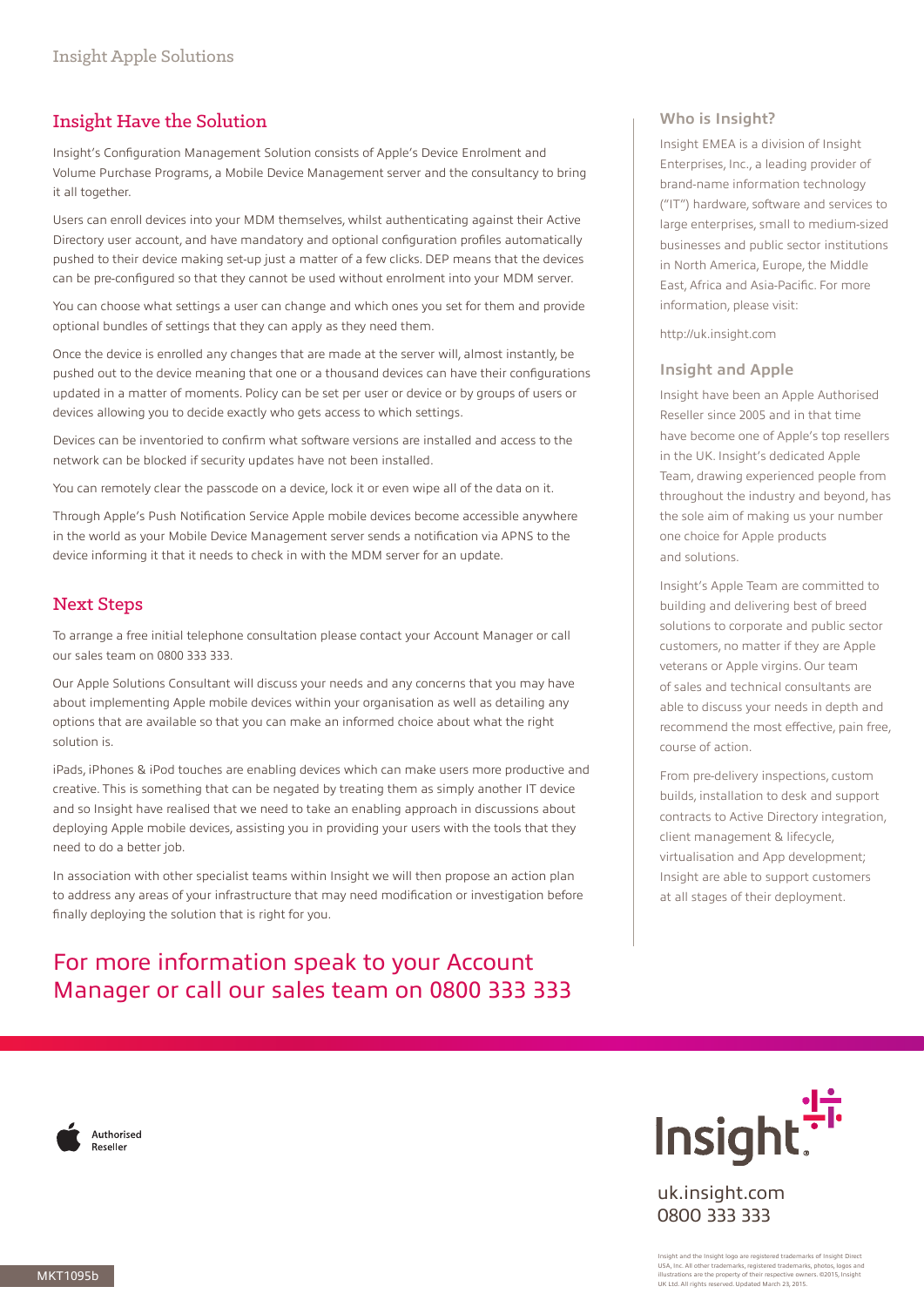## Insight Have the Solution

Insight's Configuration Management Solution consists of Apple's Device Enrolment and Volume Purchase Programs, a Mobile Device Management server and the consultancy to bring it all together.

Users can enroll devices into your MDM themselves, whilst authenticating against their Active Directory user account, and have mandatory and optional configuration profiles automatically pushed to their device making set-up just a matter of a few clicks. DEP means that the devices can be pre-configured so that they cannot be used without enrolment into your MDM server.

You can choose what settings a user can change and which ones you set for them and provide optional bundles of settings that they can apply as they need them.

Once the device is enrolled any changes that are made at the server will, almost instantly, be pushed out to the device meaning that one or a thousand devices can have their configurations updated in a matter of moments. Policy can be set per user or device or by groups of users or devices allowing you to decide exactly who gets access to which settings.

Devices can be inventoried to confirm what software versions are installed and access to the network can be blocked if security updates have not been installed.

You can remotely clear the passcode on a device, lock it or even wipe all of the data on it.

Through Apple's Push Notification Service Apple mobile devices become accessible anywhere in the world as your Mobile Device Management server sends a notification via APNS to the device informing it that it needs to check in with the MDM server for an update.

## Next Steps

To arrange a free initial telephone consultation please contact your Account Manager or call our sales team on 0800 333 333.

Our Apple Solutions Consultant will discuss your needs and any concerns that you may have about implementing Apple mobile devices within your organisation as well as detailing any options that are available so that you can make an informed choice about what the right solution is.

iPads, iPhones & iPod touches are enabling devices which can make users more productive and creative. This is something that can be negated by treating them as simply another IT device and so Insight have realised that we need to take an enabling approach in discussions about deploying Apple mobile devices, assisting you in providing your users with the tools that they need to do a better job.

In association with other specialist teams within Insight we will then propose an action plan to address any areas of your infrastructure that may need modification or investigation before finally deploying the solution that is right for you.

## For more information speak to your Account Manager or call our sales team on 0800 333 333

### Who is Insight?

Insight EMEA is a division of Insight Enterprises, Inc., a leading provider of brand-name information technology ("IT") hardware, software and services to large enterprises, small to medium-sized businesses and public sector institutions in North America, Europe, the Middle East, Africa and Asia-Pacific. For more information, please visit:

http://uk.insight.com

### Insight and Apple

Insight have been an Apple Authorised Reseller since 2005 and in that time have become one of Apple's top resellers in the UK. Insight's dedicated Apple Team, drawing experienced people from throughout the industry and beyond, has the sole aim of making us your number one choice for Apple products and solutions.

Insight's Apple Team are committed to building and delivering best of breed solutions to corporate and public sector customers, no matter if they are Apple veterans or Apple virgins. Our team of sales and technical consultants are able to discuss your needs in depth and recommend the most effective, pain free, course of action.

From pre-delivery inspections, custom builds, installation to desk and support contracts to Active Directory integration, client management & lifecycle, virtualisation and App development; Insight are able to support customers at all stages of their deployment.

Authorised Reseller

Insight

uk.insight.com
0800 333 333

Insight and the Insight logo are registered trademarks of Insight Direct USA, Inc. All other trademarks, registered trademarks, photos, logos and illustrations are the property of their respective owners. ©2015, Insight UK Ltd. All rights reserved. Updated March 23, 2015.

MKT1095b